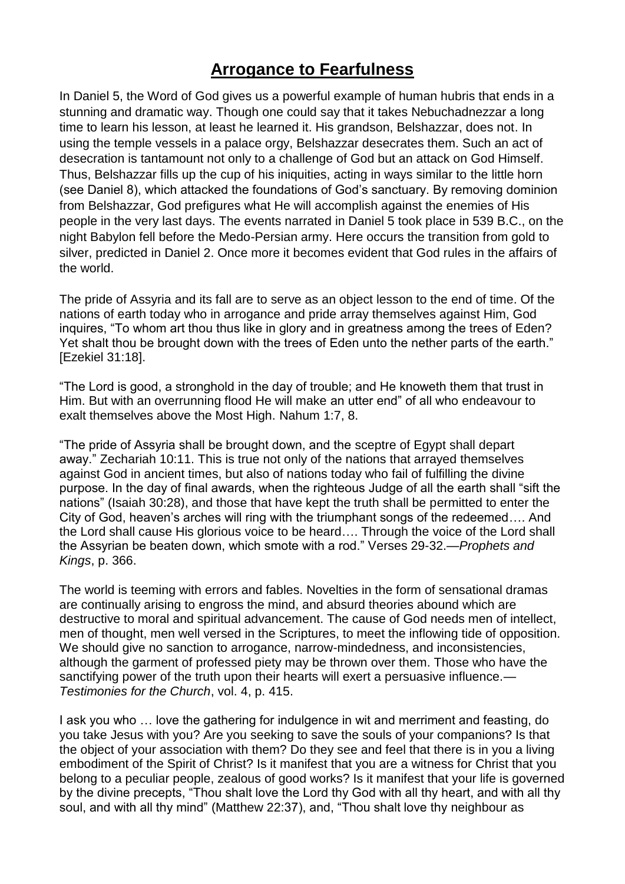# **Arrogance to Fearfulness**

In Daniel 5, the Word of God gives us a powerful example of human hubris that ends in a stunning and dramatic way. Though one could say that it takes Nebuchadnezzar a long time to learn his lesson, at least he learned it. His grandson, Belshazzar, does not. In using the temple vessels in a palace orgy, Belshazzar desecrates them. Such an act of desecration is tantamount not only to a challenge of God but an attack on God Himself. Thus, Belshazzar fills up the cup of his iniquities, acting in ways similar to the little horn (see Daniel 8), which attacked the foundations of God's sanctuary. By removing dominion from Belshazzar, God prefigures what He will accomplish against the enemies of His people in the very last days. The events narrated in Daniel 5 took place in 539 B.C., on the night Babylon fell before the Medo-Persian army. Here occurs the transition from gold to silver, predicted in Daniel 2. Once more it becomes evident that God rules in the affairs of the world.

The pride of Assyria and its fall are to serve as an object lesson to the end of time. Of the nations of earth today who in arrogance and pride array themselves against Him, God inquires, "To whom art thou thus like in glory and in greatness among the trees of Eden? Yet shalt thou be brought down with the trees of Eden unto the nether parts of the earth." [Ezekiel 31:18].

"The Lord is good, a stronghold in the day of trouble; and He knoweth them that trust in Him. But with an overrunning flood He will make an utter end" of all who endeavour to exalt themselves above the Most High. Nahum 1:7, 8.

"The pride of Assyria shall be brought down, and the sceptre of Egypt shall depart away." Zechariah 10:11. This is true not only of the nations that arrayed themselves against God in ancient times, but also of nations today who fail of fulfilling the divine purpose. In the day of final awards, when the righteous Judge of all the earth shall "sift the nations" (Isaiah 30:28), and those that have kept the truth shall be permitted to enter the City of God, heaven's arches will ring with the triumphant songs of the redeemed…. And the Lord shall cause His glorious voice to be heard…. Through the voice of the Lord shall the Assyrian be beaten down, which smote with a rod." Verses 29-32.—*Prophets and Kings*, p. 366.

The world is teeming with errors and fables. Novelties in the form of sensational dramas are continually arising to engross the mind, and absurd theories abound which are destructive to moral and spiritual advancement. The cause of God needs men of intellect, men of thought, men well versed in the Scriptures, to meet the inflowing tide of opposition. We should give no sanction to arrogance, narrow-mindedness, and inconsistencies, although the garment of professed piety may be thrown over them. Those who have the sanctifying power of the truth upon their hearts will exert a persuasive influence.—*Testimonies for the Church*, vol. 4, p. 415.

I ask you who … love the gathering for indulgence in wit and merriment and feasting, do you take Jesus with you? Are you seeking to save the souls of your companions? Is that the object of your association with them? Do they see and feel that there is in you a living embodiment of the Spirit of Christ? Is it manifest that you are a witness for Christ that you belong to a peculiar people, zealous of good works? Is it manifest that your life is governed by the divine precepts, "Thou shalt love the Lord thy God with all thy heart, and with all thy soul, and with all thy mind" (Matthew 22:37), and, "Thou shalt love thy neighbour as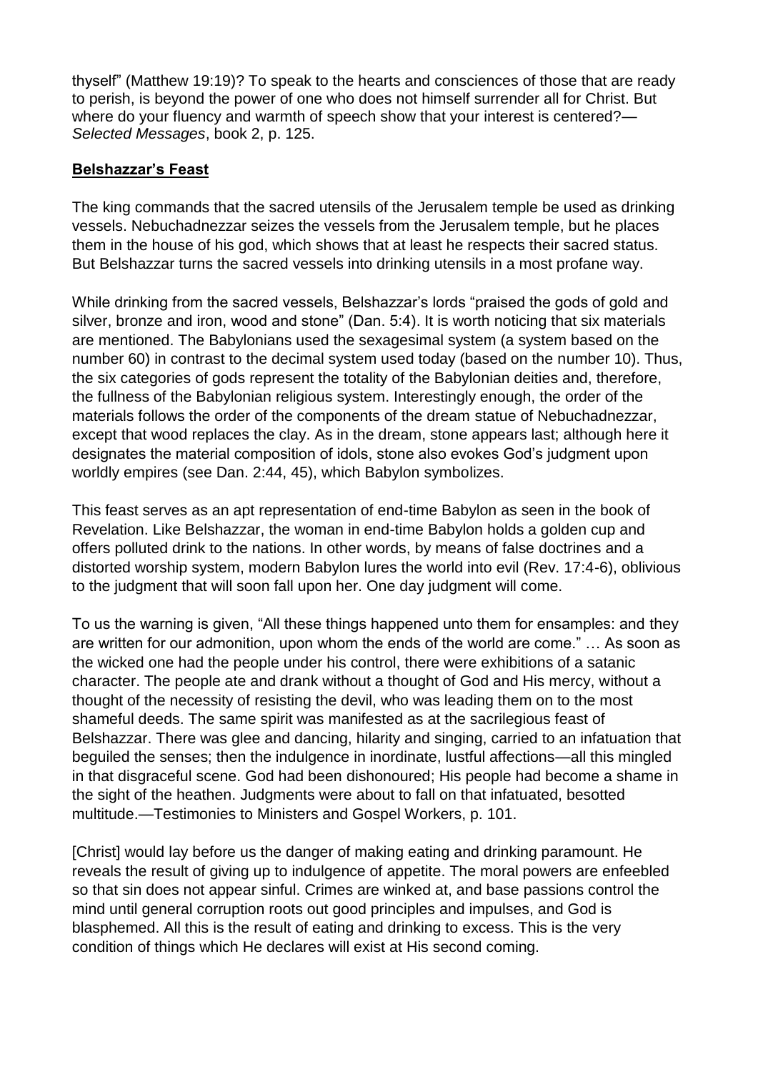thyself" (Matthew 19:19)? To speak to the hearts and consciences of those that are ready to perish, is beyond the power of one who does not himself surrender all for Christ. But where do your fluency and warmth of speech show that your interest is centered?—*Selected Messages*, book 2, p. 125.

**Belshazzar's Feast**

The king commands that the sacred utensils of the Jerusalem temple be used as drinking vessels. Nebuchadnezzar seizes the vessels from the Jerusalem temple, but he places them in the house of his god, which shows that at least he respects their sacred status. But Belshazzar turns the sacred vessels into drinking utensils in a most profane way.

While drinking from the sacred vessels, Belshazzar's lords "praised the gods of gold and silver, bronze and iron, wood and stone" (Dan. 5:4). It is worth noticing that six materials are mentioned. The Babylonians used the sexagesimal system (a system based on the number 60) in contrast to the decimal system used today (based on the number 10). Thus, the six categories of gods represent the totality of the Babylonian deities and, therefore, the fullness of the Babylonian religious system. Interestingly enough, the order of the materials follows the order of the components of the dream statue of Nebuchadnezzar, except that wood replaces the clay. As in the dream, stone appears last; although here it designates the material composition of idols, stone also evokes God's judgment upon worldly empires (see Dan. 2:44, 45), which Babylon symbolizes.

This feast serves as an apt representation of end-time Babylon as seen in the book of Revelation. Like Belshazzar, the woman in end-time Babylon holds a golden cup and offers polluted drink to the nations. In other words, by means of false doctrines and a distorted worship system, modern Babylon lures the world into evil (Rev. 17:4-6), oblivious to the judgment that will soon fall upon her. One day judgment will come.

To us the warning is given, "All these things happened unto them for ensamples: and they are written for our admonition, upon whom the ends of the world are come." … As soon as the wicked one had the people under his control, there were exhibitions of a satanic character. The people ate and drank without a thought of God and His mercy, without a thought of the necessity of resisting the devil, who was leading them on to the most shameful deeds. The same spirit was manifested as at the sacrilegious feast of Belshazzar. There was glee and dancing, hilarity and singing, carried to an infatuation that beguiled the senses; then the indulgence in inordinate, lustful affections—all this mingled in that disgraceful scene. God had been dishonoured; His people had become a shame in the sight of the heathen. Judgments were about to fall on that infatuated, besotted multitude.—Testimonies to Ministers and Gospel Workers, p. 101.

[Christ] would lay before us the danger of making eating and drinking paramount. He reveals the result of giving up to indulgence of appetite. The moral powers are enfeebled so that sin does not appear sinful. Crimes are winked at, and base passions control the mind until general corruption roots out good principles and impulses, and God is blasphemed. All this is the result of eating and drinking to excess. This is the very condition of things which He declares will exist at His second coming.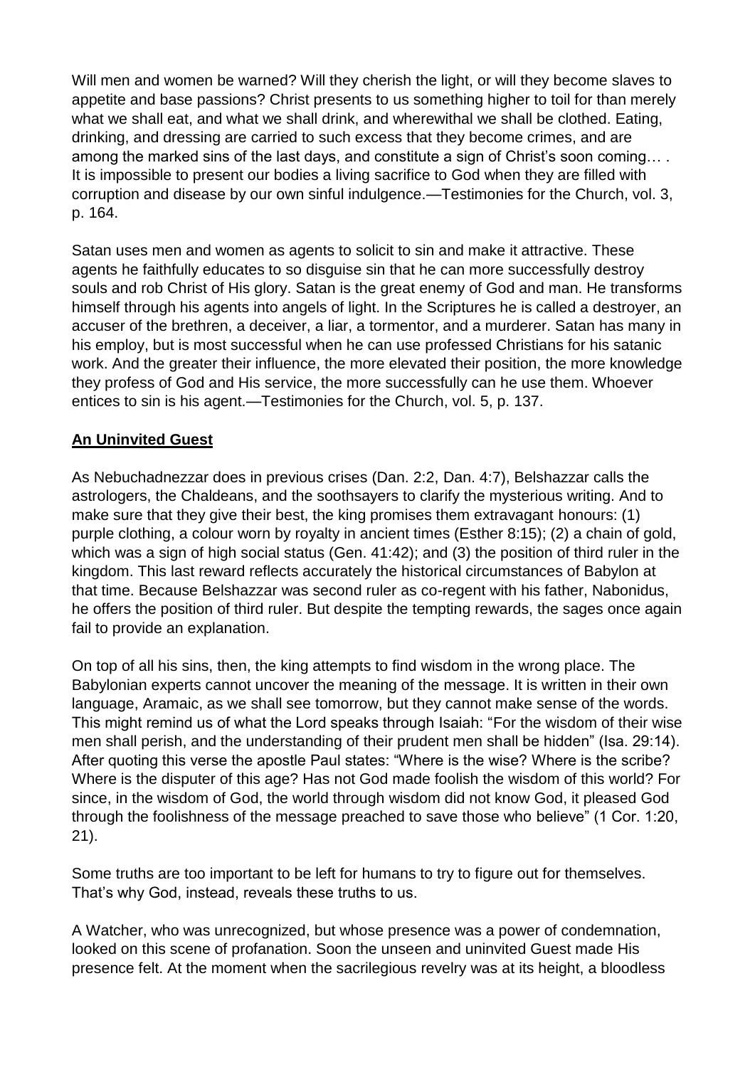Will men and women be warned? Will they cherish the light, or will they become slaves to appetite and base passions? Christ presents to us something higher to toil for than merely what we shall eat, and what we shall drink, and wherewithal we shall be clothed. Eating, drinking, and dressing are carried to such excess that they become crimes, and are among the marked sins of the last days, and constitute a sign of Christ's soon coming… . It is impossible to present our bodies a living sacrifice to God when they are filled with corruption and disease by our own sinful indulgence.—Testimonies for the Church, vol. 3, p. 164.

Satan uses men and women as agents to solicit to sin and make it attractive. These agents he faithfully educates to so disguise sin that he can more successfully destroy souls and rob Christ of His glory. Satan is the great enemy of God and man. He transforms himself through his agents into angels of light. In the Scriptures he is called a destroyer, an accuser of the brethren, a deceiver, a liar, a tormentor, and a murderer. Satan has many in his employ, but is most successful when he can use professed Christians for his satanic work. And the greater their influence, the more elevated their position, the more knowledge they profess of God and His service, the more successfully can he use them. Whoever entices to sin is his agent.—Testimonies for the Church, vol. 5, p. 137.

**An Uninvited Guest**

As Nebuchadnezzar does in previous crises (Dan. 2:2, Dan. 4:7), Belshazzar calls the astrologers, the Chaldeans, and the soothsayers to clarify the mysterious writing. And to make sure that they give their best, the king promises them extravagant honours: (1) purple clothing, a colour worn by royalty in ancient times (Esther 8:15); (2) a chain of gold, which was a sign of high social status (Gen. 41:42); and (3) the position of third ruler in the kingdom. This last reward reflects accurately the historical circumstances of Babylon at that time. Because Belshazzar was second ruler as co-regent with his father, Nabonidus, he offers the position of third ruler. But despite the tempting rewards, the sages once again fail to provide an explanation.

On top of all his sins, then, the king attempts to find wisdom in the wrong place. The Babylonian experts cannot uncover the meaning of the message. It is written in their own language, Aramaic, as we shall see tomorrow, but they cannot make sense of the words. This might remind us of what the Lord speaks through Isaiah: "For the wisdom of their wise men shall perish, and the understanding of their prudent men shall be hidden" (Isa. 29:14). After quoting this verse the apostle Paul states: "Where is the wise? Where is the scribe? Where is the disputer of this age? Has not God made foolish the wisdom of this world? For since, in the wisdom of God, the world through wisdom did not know God, it pleased God through the foolishness of the message preached to save those who believe" (1 Cor. 1:20, 21).

Some truths are too important to be left for humans to try to figure out for themselves. That's why God, instead, reveals these truths to us.

A Watcher, who was unrecognized, but whose presence was a power of condemnation, looked on this scene of profanation. Soon the unseen and uninvited Guest made His presence felt. At the moment when the sacrilegious revelry was at its height, a bloodless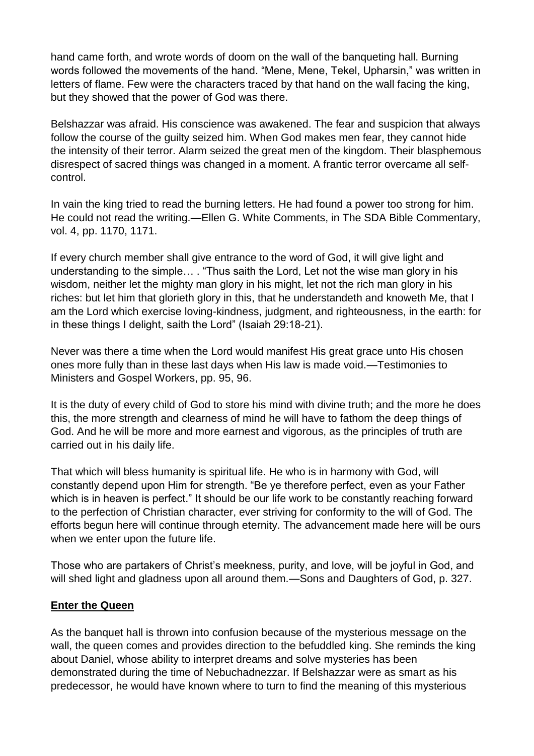hand came forth, and wrote words of doom on the wall of the banqueting hall. Burning words followed the movements of the hand. “Mene, Mene, Tekel, Upharsin,” was written in letters of flame. Few were the characters traced by that hand on the wall facing the king, but they showed that the power of God was there.

Belshazzar was afraid. His conscience was awakened. The fear and suspicion that always follow the course of the guilty seized him. When God makes men fear, they cannot hide the intensity of their terror. Alarm seized the great men of the kingdom. Their blasphemous disrespect of sacred things was changed in a moment. A frantic terror overcame all self-control.

In vain the king tried to read the burning letters. He had found a power too strong for him. He could not read the writing.—Ellen G. White Comments, in The SDA Bible Commentary, vol. 4, pp. 1170, 1171.

If every church member shall give entrance to the word of God, it will give light and understanding to the simple… . “Thus saith the Lord, Let not the wise man glory in his wisdom, neither let the mighty man glory in his might, let not the rich man glory in his riches: but let him that glorieth glory in this, that he understandeth and knoweth Me, that I am the Lord which exercise loving-kindness, judgment, and righteousness, in the earth: for in these things I delight, saith the Lord” (Isaiah 29:18-21).

Never was there a time when the Lord would manifest His great grace unto His chosen ones more fully than in these last days when His law is made void.—Testimonies to Ministers and Gospel Workers, pp. 95, 96.

It is the duty of every child of God to store his mind with divine truth; and the more he does this, the more strength and clearness of mind he will have to fathom the deep things of God. And he will be more and more earnest and vigorous, as the principles of truth are carried out in his daily life.

That which will bless humanity is spiritual life. He who is in harmony with God, will constantly depend upon Him for strength. “Be ye therefore perfect, even as your Father which is in heaven is perfect.” It should be our life work to be constantly reaching forward to the perfection of Christian character, ever striving for conformity to the will of God. The efforts begun here will continue through eternity. The advancement made here will be ours when we enter upon the future life.

Those who are partakers of Christ’s meekness, purity, and love, will be joyful in God, and will shed light and gladness upon all around them.—Sons and Daughters of God, p. 327.

## **Enter the Queen**

As the banquet hall is thrown into confusion because of the mysterious message on the wall, the queen comes and provides direction to the befuddled king. She reminds the king about Daniel, whose ability to interpret dreams and solve mysteries has been demonstrated during the time of Nebuchadnezzar. If Belshazzar were as smart as his predecessor, he would have known where to turn to find the meaning of this mysterious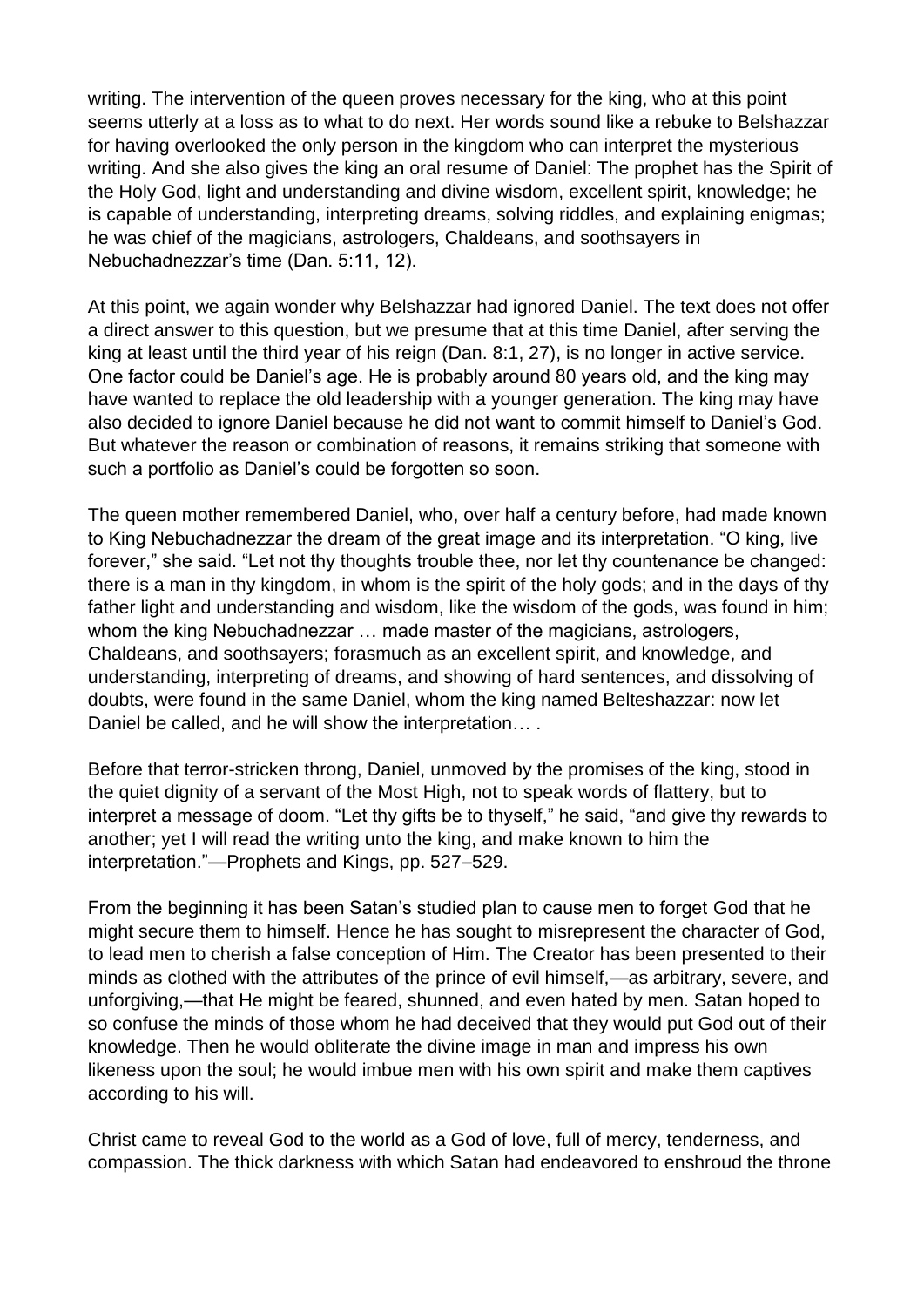writing. The intervention of the queen proves necessary for the king, who at this point seems utterly at a loss as to what to do next. Her words sound like a rebuke to Belshazzar for having overlooked the only person in the kingdom who can interpret the mysterious writing. And she also gives the king an oral resume of Daniel: The prophet has the Spirit of the Holy God, light and understanding and divine wisdom, excellent spirit, knowledge; he is capable of understanding, interpreting dreams, solving riddles, and explaining enigmas; he was chief of the magicians, astrologers, Chaldeans, and soothsayers in Nebuchadnezzar's time (Dan. 5:11, 12).

At this point, we again wonder why Belshazzar had ignored Daniel. The text does not offer a direct answer to this question, but we presume that at this time Daniel, after serving the king at least until the third year of his reign (Dan. 8:1, 27), is no longer in active service. One factor could be Daniel's age. He is probably around 80 years old, and the king may have wanted to replace the old leadership with a younger generation. The king may have also decided to ignore Daniel because he did not want to commit himself to Daniel's God. But whatever the reason or combination of reasons, it remains striking that someone with such a portfolio as Daniel's could be forgotten so soon.

The queen mother remembered Daniel, who, over half a century before, had made known to King Nebuchadnezzar the dream of the great image and its interpretation. "O king, live forever," she said. "Let not thy thoughts trouble thee, nor let thy countenance be changed: there is a man in thy kingdom, in whom is the spirit of the holy gods; and in the days of thy father light and understanding and wisdom, like the wisdom of the gods, was found in him; whom the king Nebuchadnezzar … made master of the magicians, astrologers, Chaldeans, and soothsayers; forasmuch as an excellent spirit, and knowledge, and understanding, interpreting of dreams, and showing of hard sentences, and dissolving of doubts, were found in the same Daniel, whom the king named Belteshazzar: now let Daniel be called, and he will show the interpretation… .

Before that terror-stricken throng, Daniel, unmoved by the promises of the king, stood in the quiet dignity of a servant of the Most High, not to speak words of flattery, but to interpret a message of doom. "Let thy gifts be to thyself," he said, "and give thy rewards to another; yet I will read the writing unto the king, and make known to him the interpretation."—Prophets and Kings, pp. 527–529.

From the beginning it has been Satan's studied plan to cause men to forget God that he might secure them to himself. Hence he has sought to misrepresent the character of God, to lead men to cherish a false conception of Him. The Creator has been presented to their minds as clothed with the attributes of the prince of evil himself,—as arbitrary, severe, and unforgiving,—that He might be feared, shunned, and even hated by men. Satan hoped to so confuse the minds of those whom he had deceived that they would put God out of their knowledge. Then he would obliterate the divine image in man and impress his own likeness upon the soul; he would imbue men with his own spirit and make them captives according to his will.

Christ came to reveal God to the world as a God of love, full of mercy, tenderness, and compassion. The thick darkness with which Satan had endeavored to enshroud the throne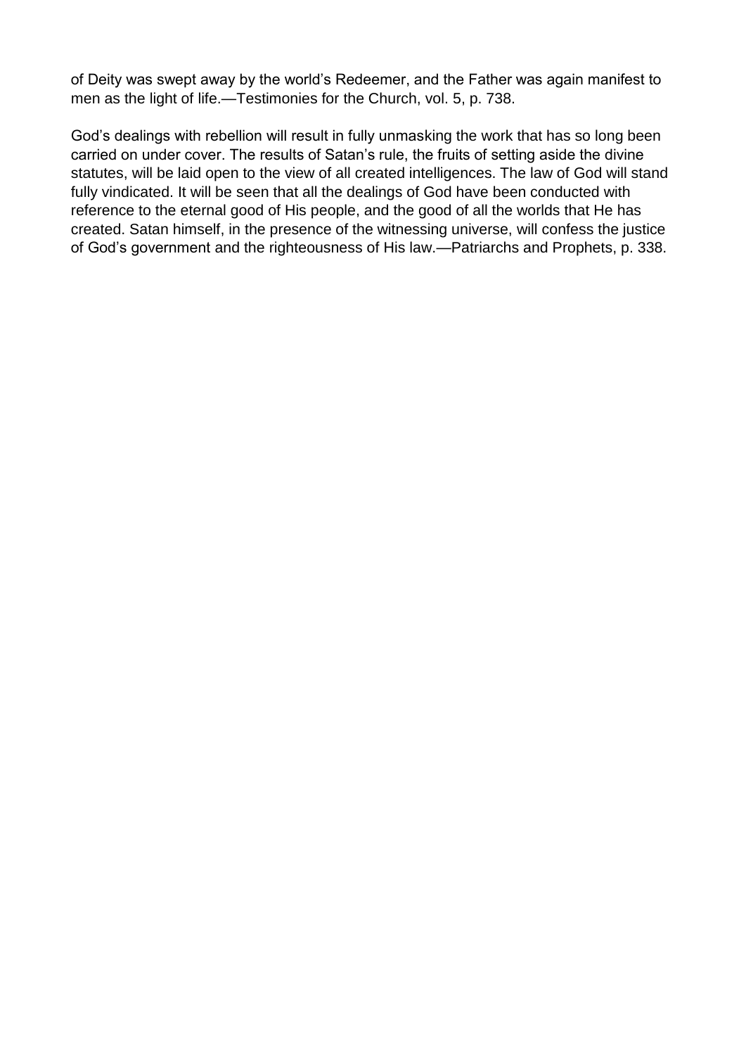of Deity was swept away by the world's Redeemer, and the Father was again manifest to men as the light of life.—Testimonies for the Church, vol. 5, p. 738.

God's dealings with rebellion will result in fully unmasking the work that has so long been carried on under cover. The results of Satan's rule, the fruits of setting aside the divine statutes, will be laid open to the view of all created intelligences. The law of God will stand fully vindicated. It will be seen that all the dealings of God have been conducted with reference to the eternal good of His people, and the good of all the worlds that He has created. Satan himself, in the presence of the witnessing universe, will confess the justice of God's government and the righteousness of His law.—Patriarchs and Prophets, p. 338.